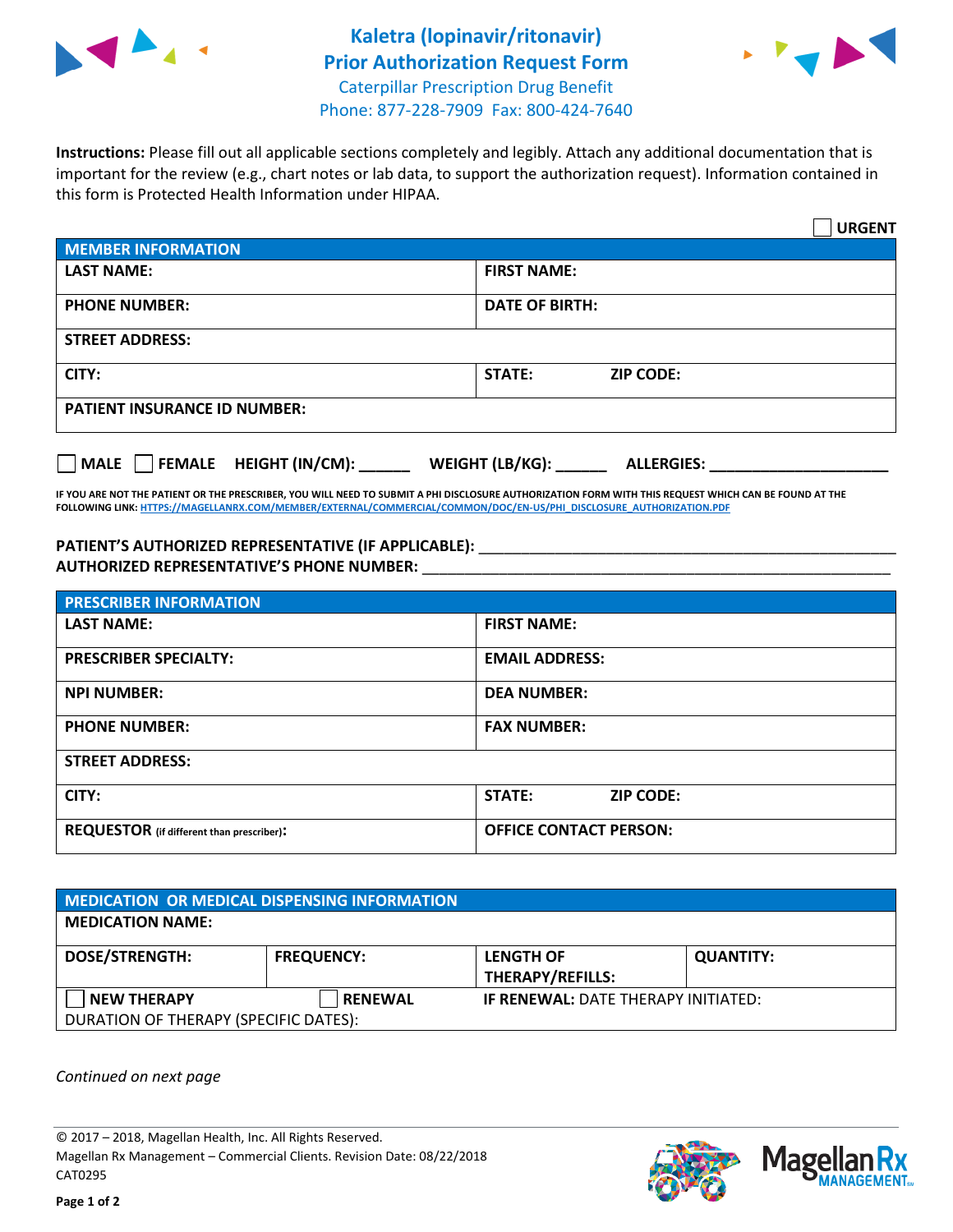# Kaletra (lopinavir/ritonavir) Prior Authorization Request Form

Caterpillar Prescription Drug Benefit
Phone: 877-228-7909 Fax: 800-424-7640

**Instructions:** Please fill out all applicable sections completely and legibly. Attach any additional documentation that is important for the review (e.g., chart notes or lab data, to support the authorization request). Information contained in this form is Protected Health Information under HIPAA.

☐ **URGENT**

| MEMBER INFORMATION | |
|---|---|
| **LAST NAME:** | **FIRST NAME:** |
| **PHONE NUMBER:** | **DATE OF BIRTH:** |
| **STREET ADDRESS:** | |
| **CITY:** | **STATE:** **ZIP CODE:** |
| **PATIENT INSURANCE ID NUMBER:** | |

☐ **MALE** ☐ **FEMALE** **HEIGHT (IN/CM):** ______ **WEIGHT (LB/KG):** ______ **ALLERGIES:** ____________________

**IF YOU ARE NOT THE PATIENT OR THE PRESCRIBER, YOU WILL NEED TO SUBMIT A PHI DISCLOSURE AUTHORIZATION FORM WITH THIS REQUEST WHICH CAN BE FOUND AT THE FOLLOWING LINK: HTTPS://MAGELLANRX.COM/MEMBER/EXTERNAL/COMMERCIAL/COMMON/DOC/EN-US/PHI_DISCLOSURE_AUTHORIZATION.PDF**

**PATIENT'S AUTHORIZED REPRESENTATIVE (IF APPLICABLE):** ____________________________________________

**AUTHORIZED REPRESENTATIVE'S PHONE NUMBER:** ____________________________________________

| PRESCRIBER INFORMATION | |
|---|---|
| **LAST NAME:** | **FIRST NAME:** |
| **PRESCRIBER SPECIALTY:** | **EMAIL ADDRESS:** |
| **NPI NUMBER:** | **DEA NUMBER:** |
| **PHONE NUMBER:** | **FAX NUMBER:** |
| **STREET ADDRESS:** | |
| **CITY:** | **STATE:** **ZIP CODE:** |
| **REQUESTOR** (if different than prescriber)**:** | **OFFICE CONTACT PERSON:** |

| MEDICATION OR MEDICAL DISPENSING INFORMATION | | | |
|---|---|---|---|
| **MEDICATION NAME:** | | | |
| **DOSE/STRENGTH:** | **FREQUENCY:** | **LENGTH OF THERAPY/REFILLS:** | **QUANTITY:** |
| ☐ **NEW THERAPY** | ☐ **RENEWAL** | **IF RENEWAL:** DATE THERAPY INITIATED: | |
| DURATION OF THERAPY (SPECIFIC DATES): | | | |

*Continued on next page*

© 2017 – 2018, Magellan Health, Inc. All Rights Reserved.
Magellan Rx Management – Commercial Clients. Revision Date: 08/22/2018
CAT0295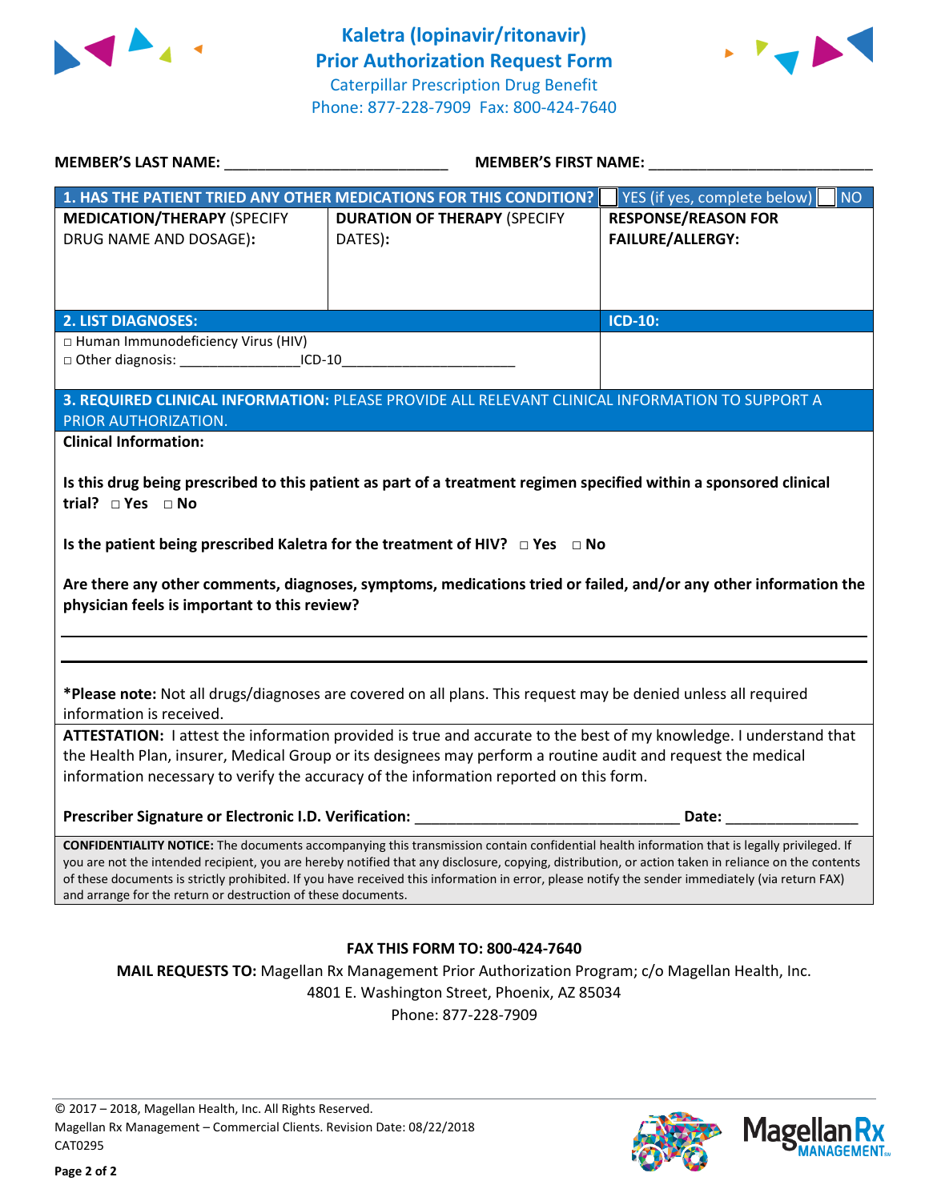# Kaletra (lopinavir/ritonavir) Prior Authorization Request Form

Caterpillar Prescription Drug Benefit
Phone: 877-228-7909 Fax: 800-424-7640

**MEMBER'S LAST NAME:** ___________________________ **MEMBER'S FIRST NAME:** ___________________________

| **1. HAS THE PATIENT TRIED ANY OTHER MEDICATIONS FOR THIS CONDITION?** | | ☐ YES (if yes, complete below) ☐ NO |
|---|---|---|
| **MEDICATION/THERAPY** (SPECIFY DRUG NAME AND DOSAGE): | **DURATION OF THERAPY** (SPECIFY DATES): | **RESPONSE/REASON FOR FAILURE/ALLERGY:** |

| **2. LIST DIAGNOSES:** | **ICD-10:** |
|---|---|
| □ Human Immunodeficiency Virus (HIV)<br>□ Other diagnosis: ________________ICD-10_______________________ | |

**3. REQUIRED CLINICAL INFORMATION:** PLEASE PROVIDE ALL RELEVANT CLINICAL INFORMATION TO SUPPORT A PRIOR AUTHORIZATION.

**Clinical Information:**

**Is this drug being prescribed to this patient as part of a treatment regimen specified within a sponsored clinical trial?** □ **Yes** □ **No**

**Is the patient being prescribed Kaletra for the treatment of HIV?** □ **Yes** □ **No**

**Are there any other comments, diagnoses, symptoms, medications tried or failed, and/or any other information the physician feels is important to this review?**

_______________________________________________________________

_______________________________________________________________

***Please note:** Not all drugs/diagnoses are covered on all plans. This request may be denied unless all required information is received.

**ATTESTATION:** I attest the information provided is true and accurate to the best of my knowledge. I understand that the Health Plan, insurer, Medical Group or its designees may perform a routine audit and request the medical information necessary to verify the accuracy of the information reported on this form.

**Prescriber Signature or Electronic I.D. Verification:** _________________________________ **Date:** ________________

**CONFIDENTIALITY NOTICE:** The documents accompanying this transmission contain confidential health information that is legally privileged. If you are not the intended recipient, you are hereby notified that any disclosure, copying, distribution, or action taken in reliance on the contents of these documents is strictly prohibited. If you have received this information in error, please notify the sender immediately (via return FAX) and arrange for the return or destruction of these documents.

**FAX THIS FORM TO: 800-424-7640**

**MAIL REQUESTS TO:** Magellan Rx Management Prior Authorization Program; c/o Magellan Health, Inc.
4801 E. Washington Street, Phoenix, AZ 85034
Phone: 877-228-7909

© 2017 – 2018, Magellan Health, Inc. All Rights Reserved.
Magellan Rx Management – Commercial Clients. Revision Date: 08/22/2018
CAT0295